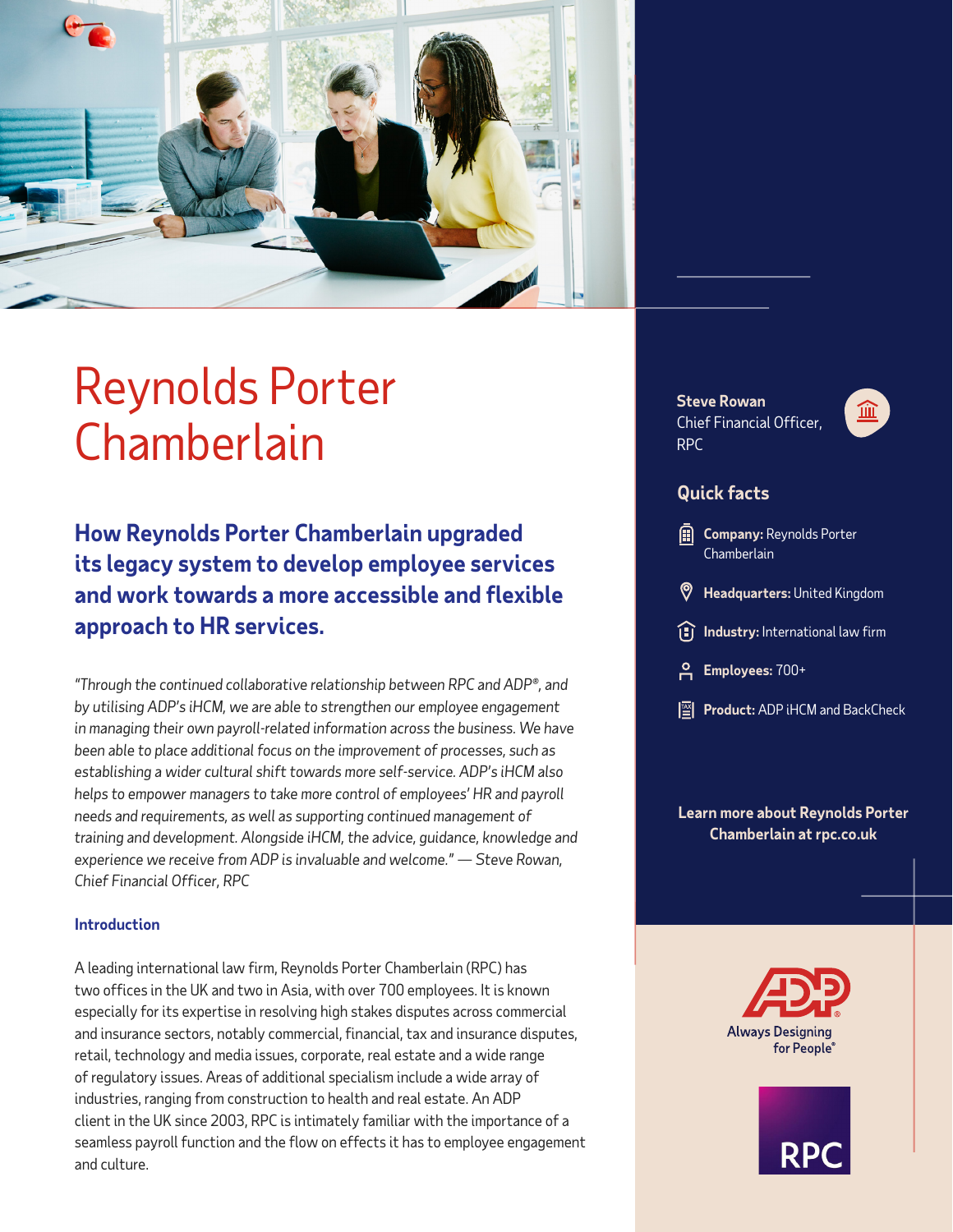# Reynolds Porter Chamberlain

## How Reynolds Porter Chamberlain upgraded its legacy system to develop employee services and work towards a more accessible and flexible approach to HR services.

*"Through the continued collaborative relationship between RPC and ADP®, and by utilising ADP's iHCM, we are able to strengthen our employee engagement in managing their own payroll-related information across the business. We have been able to place additional focus on the improvement of processes, such as establishing a wider cultural shift towards more self-service. ADP's iHCM also helps to empower managers to take more control of employees' HR and payroll needs and requirements, as well as supporting continued management of training and development. Alongside iHCM, the advice, guidance, knowledge and experience we receive from ADP is invaluable and welcome." — Steve Rowan, Chief Financial Officer, RPC*

### Introduction

A leading international law firm, Reynolds Porter Chamberlain (RPC) has two offices in the UK and two in Asia, with over 700 employees. It is known especially for its expertise in resolving high stakes disputes across commercial and insurance sectors, notably commercial, financial, tax and insurance disputes, retail, technology and media issues, corporate, real estate and a wide range of regulatory issues. Areas of additional specialism include a wide array of industries, ranging from construction to health and real estate. An ADP client in the UK since 2003, RPC is intimately familiar with the importance of a seamless payroll function and the flow on effects it has to employee engagement and culture.

**Steve Rowan**
Chief Financial Officer, RPC

### Quick facts

- **Company:** Reynolds Porter Chamberlain
- **Headquarters:** United Kingdom
- **Industry:** International law firm
- **Employees:** 700+
- **Product:** ADP iHCM and BackCheck

**Learn more about Reynolds Porter Chamberlain at rpc.co.uk**

ADP Always Designing for People®

RPC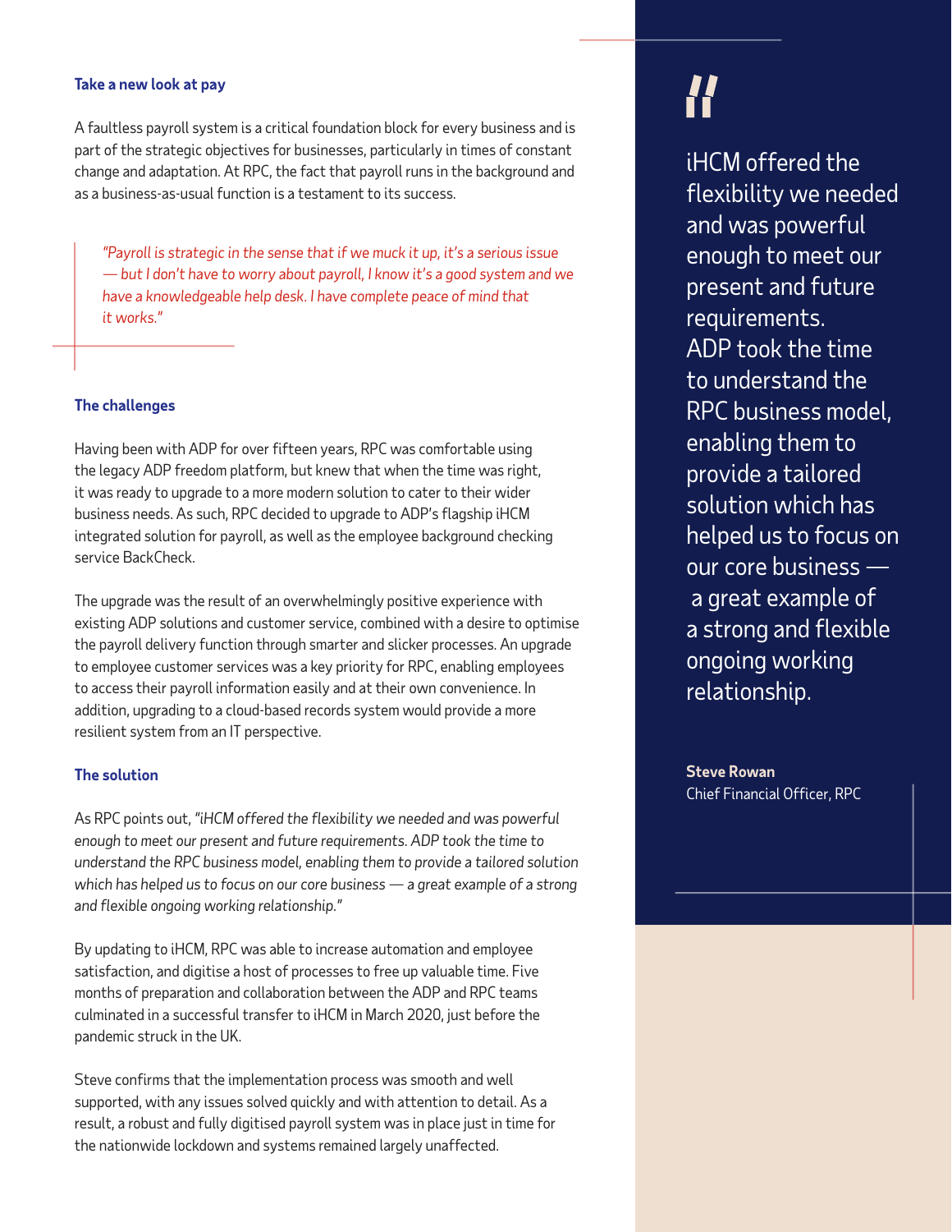## Take a new look at pay

A faultless payroll system is a critical foundation block for every business and is part of the strategic objectives for businesses, particularly in times of constant change and adaptation. At RPC, the fact that payroll runs in the background and as a business-as-usual function is a testament to its success.

> *"Payroll is strategic in the sense that if we muck it up, it's a serious issue — but I don't have to worry about payroll, I know it's a good system and we have a knowledgeable help desk. I have complete peace of mind that it works."*

## The challenges

Having been with ADP for over fifteen years, RPC was comfortable using the legacy ADP freedom platform, but knew that when the time was right, it was ready to upgrade to a more modern solution to cater to their wider business needs. As such, RPC decided to upgrade to ADP's flagship iHCM integrated solution for payroll, as well as the employee background checking service BackCheck.

The upgrade was the result of an overwhelmingly positive experience with existing ADP solutions and customer service, combined with a desire to optimise the payroll delivery function through smarter and slicker processes. An upgrade to employee customer services was a key priority for RPC, enabling employees to access their payroll information easily and at their own convenience. In addition, upgrading to a cloud-based records system would provide a more resilient system from an IT perspective.

## The solution

As RPC points out, *"iHCM offered the flexibility we needed and was powerful enough to meet our present and future requirements. ADP took the time to understand the RPC business model, enabling them to provide a tailored solution which has helped us to focus on our core business — a great example of a strong and flexible ongoing working relationship."*

By updating to iHCM, RPC was able to increase automation and employee satisfaction, and digitise a host of processes to free up valuable time. Five months of preparation and collaboration between the ADP and RPC teams culminated in a successful transfer to iHCM in March 2020, just before the pandemic struck in the UK.

Steve confirms that the implementation process was smooth and well supported, with any issues solved quickly and with attention to detail. As a result, a robust and fully digitised payroll system was in place just in time for the nationwide lockdown and systems remained largely unaffected.

> "iHCM offered the flexibility we needed and was powerful enough to meet our present and future requirements. ADP took the time to understand the RPC business model, enabling them to provide a tailored solution which has helped us to focus on our core business — a great example of a strong and flexible ongoing working relationship.
>
> **Steve Rowan**
> Chief Financial Officer, RPC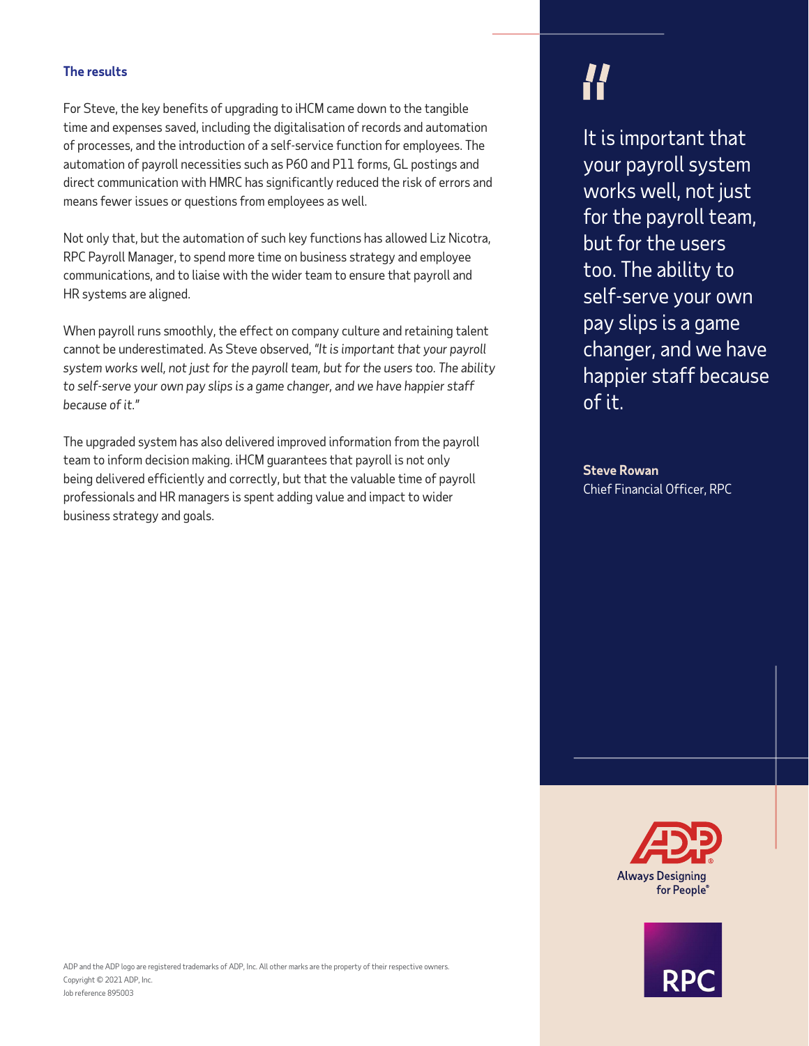## The results

For Steve, the key benefits of upgrading to iHCM came down to the tangible time and expenses saved, including the digitalisation of records and automation of processes, and the introduction of a self-service function for employees. The automation of payroll necessities such as P60 and P11 forms, GL postings and direct communication with HMRC has significantly reduced the risk of errors and means fewer issues or questions from employees as well.

Not only that, but the automation of such key functions has allowed Liz Nicotra, RPC Payroll Manager, to spend more time on business strategy and employee communications, and to liaise with the wider team to ensure that payroll and HR systems are aligned.

When payroll runs smoothly, the effect on company culture and retaining talent cannot be underestimated. As Steve observed, *"It is important that your payroll system works well, not just for the payroll team, but for the users too. The ability to self-serve your own pay slips is a game changer, and we have happier staff because of it."*

The upgraded system has also delivered improved information from the payroll team to inform decision making. iHCM guarantees that payroll is not only being delivered efficiently and correctly, but that the valuable time of payroll professionals and HR managers is spent adding value and impact to wider business strategy and goals.

> "It is important that your payroll system works well, not just for the payroll team, but for the users too. The ability to self-serve your own pay slips is a game changer, and we have happier staff because of it.
>
> **Steve Rowan**
> Chief Financial Officer, RPC

ADP Always Designing for People®

RPC

ADP and the ADP logo are registered trademarks of ADP, Inc. All other marks are the property of their respective owners.
Copyright © 2021 ADP, Inc.
Job reference 895003